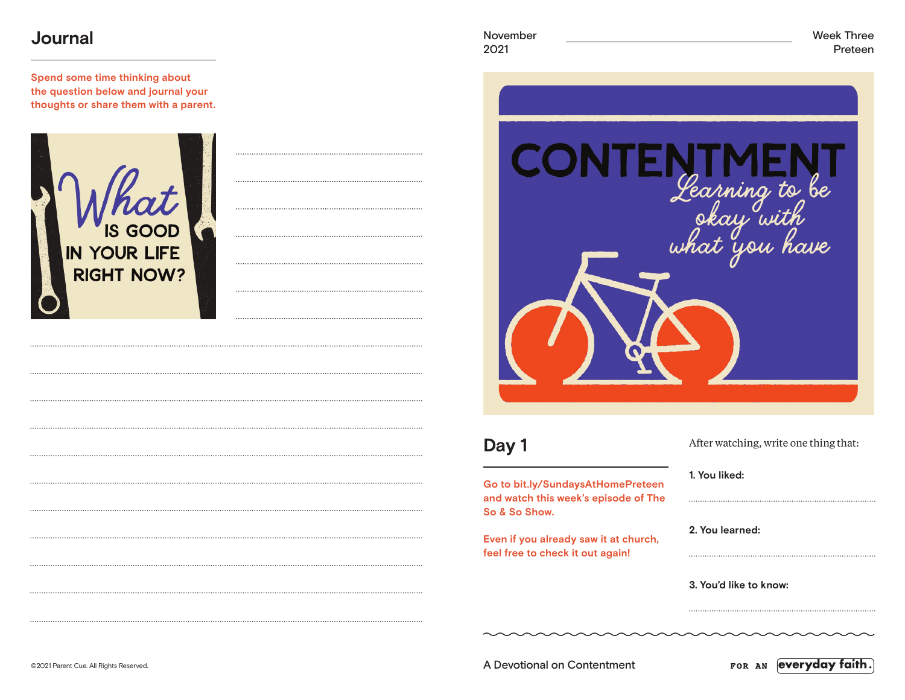# Journal

Spend some time thinking about the question below and journal your thoughts or share them with a parent.

What IS GOOD IN YOUR LIFE RIGHT NOW?

November 2021

Week Three
Preteen

CONTENTMENT
Learning to be okay with what you have

## Day 1

Go to bit.ly/SundaysAtHomePreteen and watch this week's episode of The So & So Show.

Even if you already saw it at church, feel free to check it out again!

After watching, write one thing that:

1. You liked:

2. You learned:

3. You'd like to know:

©2021 Parent Cue. All Rights Reserved.

A Devotional on Contentment

FOR AN everyday faith.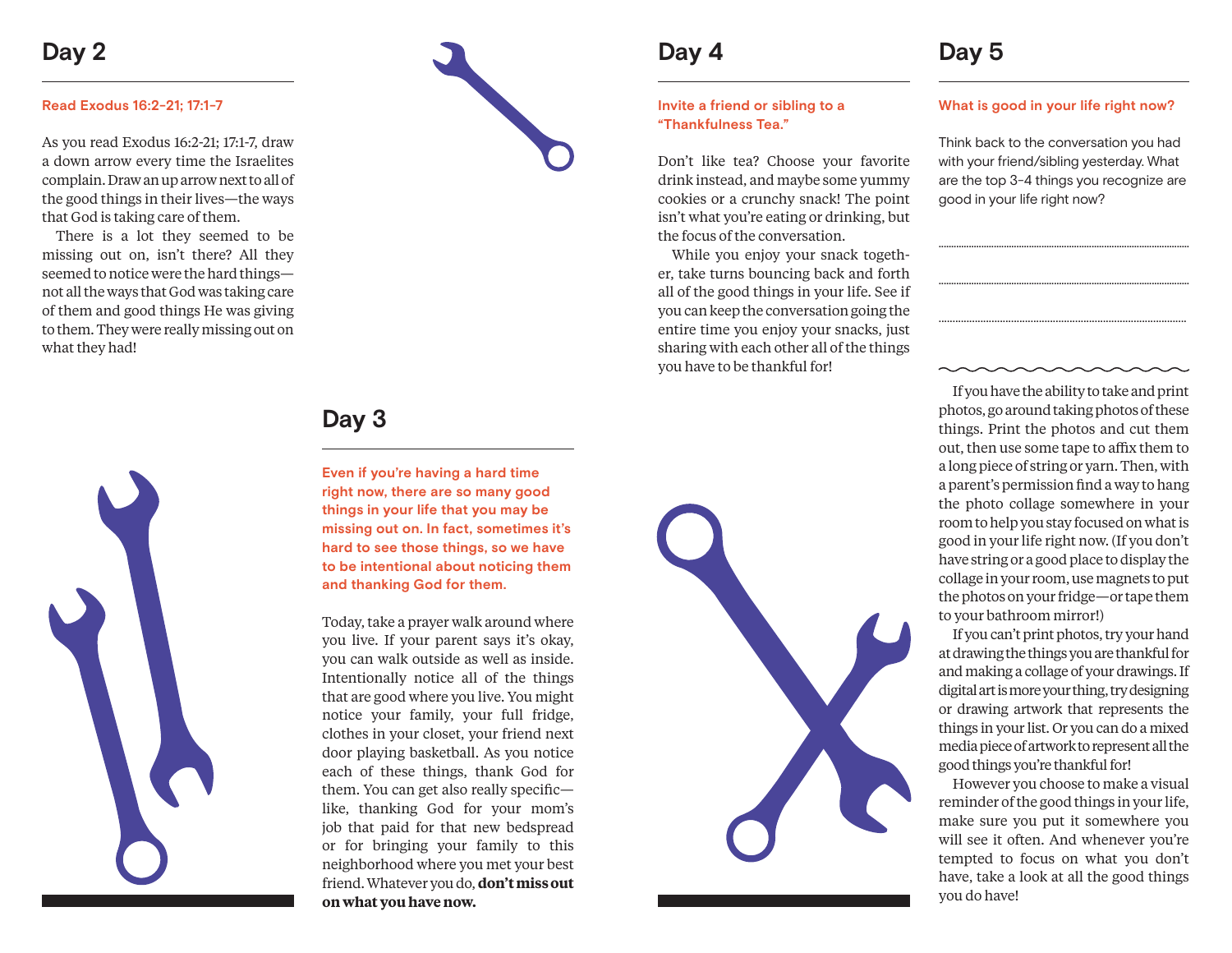## Day 2

**Read Exodus 16:2-21; 17:1-7**

As you read Exodus 16:2-21; 17:1-7, draw a down arrow every time the Israelites complain. Draw an up arrow next to all of the good things in their lives—the ways that God is taking care of them.

There is a lot they seemed to be missing out on, isn't there? All they seemed to notice were the hard things—not all the ways that God was taking care of them and good things He was giving to them. They were really missing out on what they had!

## Day 3

**Even if you're having a hard time right now, there are so many good things in your life that you may be missing out on. In fact, sometimes it's hard to see those things, so we have to be intentional about noticing them and thanking God for them.**

Today, take a prayer walk around where you live. If your parent says it's okay, you can walk outside as well as inside. Intentionally notice all of the things that are good where you live. You might notice your family, your full fridge, clothes in your closet, your friend next door playing basketball. As you notice each of these things, thank God for them. You can get also really specific—like, thanking God for your mom's job that paid for that new bedspread or for bringing your family to this neighborhood where you met your best friend. Whatever you do, **don't miss out on what you have now.**

## Day 4

**Invite a friend or sibling to a "Thankfulness Tea."**

Don't like tea? Choose your favorite drink instead, and maybe some yummy cookies or a crunchy snack! The point isn't what you're eating or drinking, but the focus of the conversation.

While you enjoy your snack together, take turns bouncing back and forth all of the good things in your life. See if you can keep the conversation going the entire time you enjoy your snacks, just sharing with each other all of the things you have to be thankful for!

## Day 5

**What is good in your life right now?**

Think back to the conversation you had with your friend/sibling yesterday. What are the top 3–4 things you recognize are good in your life right now?

........................................................................................

........................................................................................

........................................................................................

If you have the ability to take and print photos, go around taking photos of these things. Print the photos and cut them out, then use some tape to affix them to a long piece of string or yarn. Then, with a parent's permission find a way to hang the photo collage somewhere in your room to help you stay focused on what is good in your life right now. (If you don't have string or a good place to display the collage in your room, use magnets to put the photos on your fridge—or tape them to your bathroom mirror!)

If you can't print photos, try your hand at drawing the things you are thankful for and making a collage of your drawings. If digital art is more your thing, try designing or drawing artwork that represents the things in your list. Or you can do a mixed media piece of artwork to represent all the good things you're thankful for!

However you choose to make a visual reminder of the good things in your life, make sure you put it somewhere you will see it often. And whenever you're tempted to focus on what you don't have, take a look at all the good things you do have!